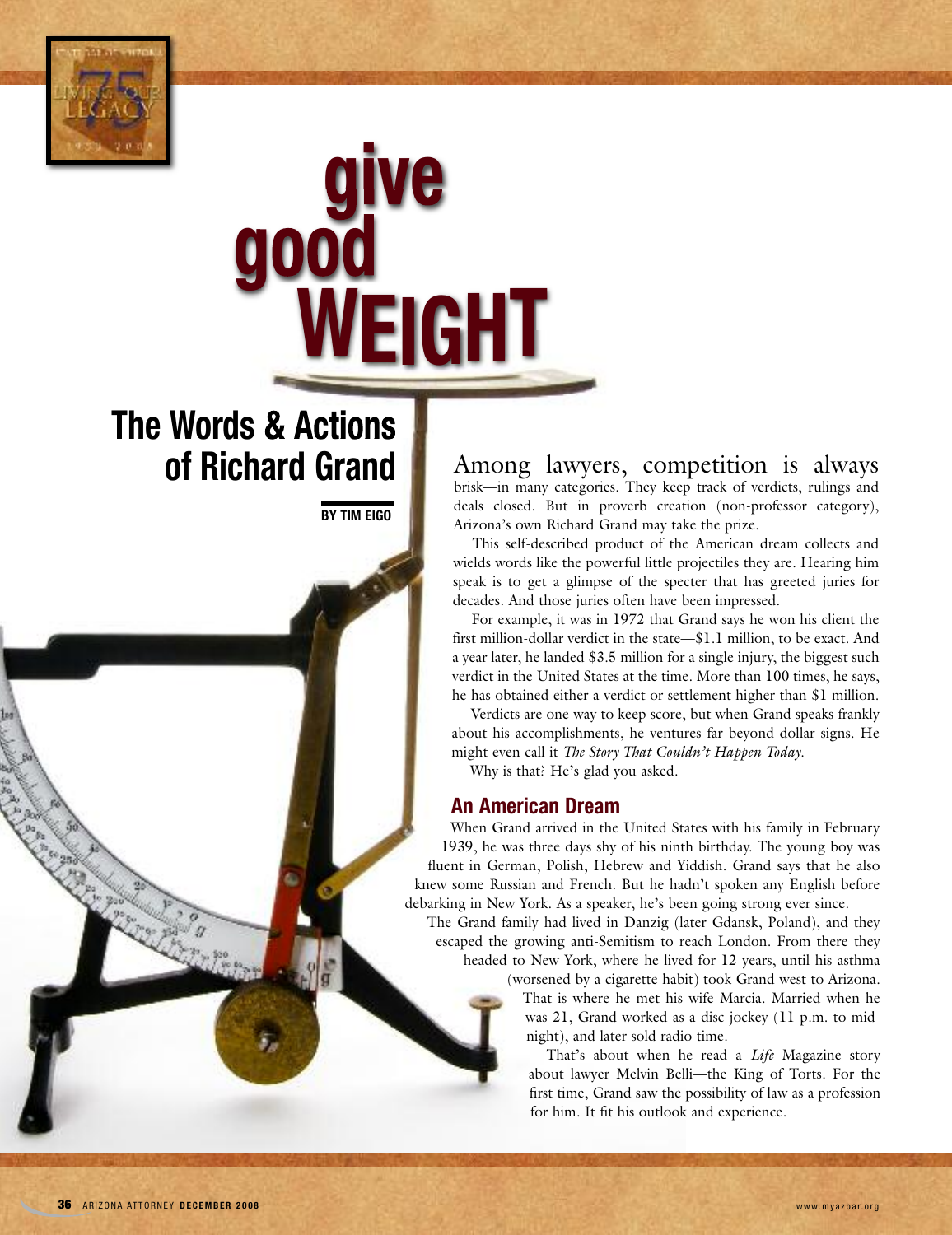# give good WEIGHT

## The Words & Actions of Richard Grand

**BY TIM EIGO**

Among lawyers, competition is always brisk—in many categories. They keep track of verdicts, rulings and deals closed. But in proverb creation (non-professor category), Arizona's own Richard Grand may take the prize.

This self-described product of the American dream collects and wields words like the powerful little projectiles they are. Hearing him speak is to get a glimpse of the specter that has greeted juries for decades. And those juries often have been impressed.

For example, it was in 1972 that Grand says he won his client the first million-dollar verdict in the state—$1.1 million, to be exact. And a year later, he landed $3.5 million for a single injury, the biggest such verdict in the United States at the time. More than 100 times, he says, he has obtained either a verdict or settlement higher than $1 million.

Verdicts are one way to keep score, but when Grand speaks frankly about his accomplishments, he ventures far beyond dollar signs. He might even call it *The Story That Couldn't Happen Today.*

Why is that? He's glad you asked.

### An American Dream

When Grand arrived in the United States with his family in February 1939, he was three days shy of his ninth birthday. The young boy was fluent in German, Polish, Hebrew and Yiddish. Grand says that he also knew some Russian and French. But he hadn't spoken any English before debarking in New York. As a speaker, he's been going strong ever since.

The Grand family had lived in Danzig (later Gdansk, Poland), and they escaped the growing anti-Semitism to reach London. From there they headed to New York, where he lived for 12 years, until his asthma (worsened by a cigarette habit) took Grand west to Arizona.

That is where he met his wife Marcia. Married when he was 21, Grand worked as a disc jockey (11 p.m. to midnight), and later sold radio time.

That's about when he read a *Life* Magazine story about lawyer Melvin Belli—the King of Torts. For the first time, Grand saw the possibility of law as a profession for him. It fit his outlook and experience.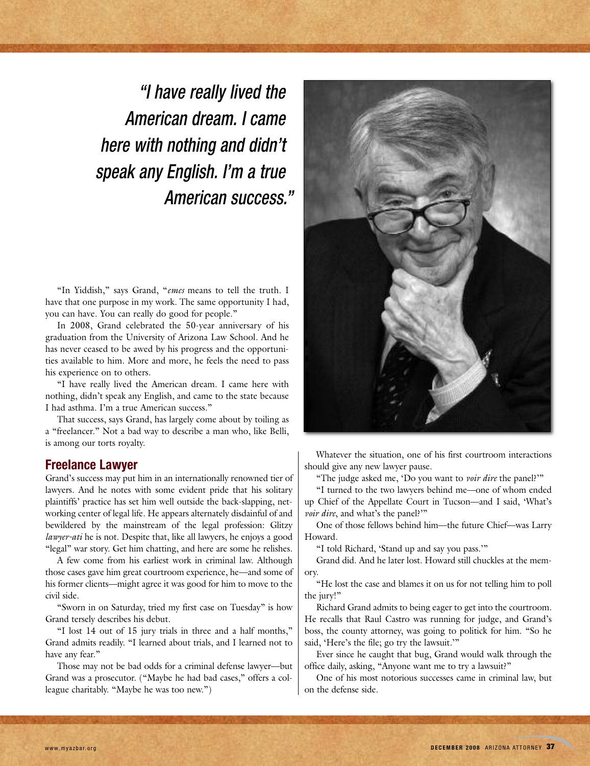*"I have really lived the American dream. I came here with nothing and didn't speak any English. I'm a true American success."*

"In Yiddish," says Grand, "*emes* means to tell the truth. I have that one purpose in my work. The same opportunity I had, you can have. You can really do good for people."

In 2008, Grand celebrated the 50-year anniversary of his graduation from the University of Arizona Law School. And he has never ceased to be awed by his progress and the opportunities available to him. More and more, he feels the need to pass his experience on to others.

"I have really lived the American dream. I came here with nothing, didn't speak any English, and came to the state because I had asthma. I'm a true American success."

That success, says Grand, has largely come about by toiling as a "freelancer." Not a bad way to describe a man who, like Belli, is among our torts royalty.

## Freelance Lawyer

Grand's success may put him in an internationally renowned tier of lawyers. And he notes with some evident pride that his solitary plaintiffs' practice has set him well outside the back-slapping, networking center of legal life. He appears alternately disdainful of and bewildered by the mainstream of the legal profession: Glitzy *lawyer-ati* he is not. Despite that, like all lawyers, he enjoys a good "legal" war story. Get him chatting, and here are some he relishes.

A few come from his earliest work in criminal law. Although those cases gave him great courtroom experience, he—and some of his former clients—might agree it was good for him to move to the civil side.

"Sworn in on Saturday, tried my first case on Tuesday" is how Grand tersely describes his debut.

"I lost 14 out of 15 jury trials in three and a half months," Grand admits readily. "I learned about trials, and I learned not to have any fear."

Those may not be bad odds for a criminal defense lawyer—but Grand was a prosecutor. ("Maybe he had bad cases," offers a colleague charitably. "Maybe he was too new.")

Whatever the situation, one of his first courtroom interactions should give any new lawyer pause.

"The judge asked me, 'Do you want to *voir dire* the panel?'"

"I turned to the two lawyers behind me—one of whom ended up Chief of the Appellate Court in Tucson—and I said, 'What's *voir dire*, and what's the panel?'"

One of those fellows behind him—the future Chief—was Larry Howard.

"I told Richard, 'Stand up and say you pass.'"

Grand did. And he later lost. Howard still chuckles at the memory.

"He lost the case and blames it on us for not telling him to poll the jury!"

Richard Grand admits to being eager to get into the courtroom. He recalls that Raul Castro was running for judge, and Grand's boss, the county attorney, was going to politick for him. "So he said, 'Here's the file; go try the lawsuit.'"

Ever since he caught that bug, Grand would walk through the office daily, asking, "Anyone want me to try a lawsuit?"

One of his most notorious successes came in criminal law, but on the defense side.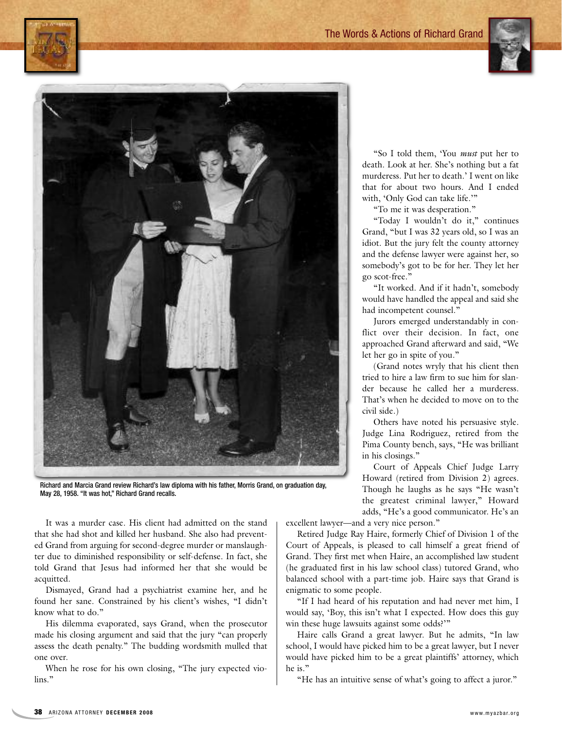Richard and Marcia Grand review Richard's law diploma with his father, Morris Grand, on graduation day, May 28, 1958. "It was hot," Richard Grand recalls.

It was a murder case. His client had admitted on the stand that she had shot and killed her husband. She also had prevented Grand from arguing for second-degree murder or manslaughter due to diminished responsibility or self-defense. In fact, she told Grand that Jesus had informed her that she would be acquitted.

Dismayed, Grand had a psychiatrist examine her, and he found her sane. Constrained by his client's wishes, "I didn't know what to do."

His dilemma evaporated, says Grand, when the prosecutor made his closing argument and said that the jury "can properly assess the death penalty." The budding wordsmith mulled that one over.

When he rose for his own closing, "The jury expected violins."

"So I told them, 'You *must* put her to death. Look at her. She's nothing but a fat murderess. Put her to death.' I went on like that for about two hours. And I ended with, 'Only God can take life.'"

"To me it was desperation."

"Today I wouldn't do it," continues Grand, "but I was 32 years old, so I was an idiot. But the jury felt the county attorney and the defense lawyer were against her, so somebody's got to be for her. They let her go scot-free."

"It worked. And if it hadn't, somebody would have handled the appeal and said she had incompetent counsel."

Jurors emerged understandably in conflict over their decision. In fact, one approached Grand afterward and said, "We let her go in spite of you."

(Grand notes wryly that his client then tried to hire a law firm to sue him for slander because he called her a murderess. That's when he decided to move on to the civil side.)

Others have noted his persuasive style. Judge Lina Rodriguez, retired from the Pima County bench, says, "He was brilliant in his closings."

Court of Appeals Chief Judge Larry Howard (retired from Division 2) agrees. Though he laughs as he says "He wasn't the greatest criminal lawyer," Howard adds, "He's a good communicator. He's an excellent lawyer—and a very nice person."

Retired Judge Ray Haire, formerly Chief of Division 1 of the Court of Appeals, is pleased to call himself a great friend of Grand. They first met when Haire, an accomplished law student (he graduated first in his law school class) tutored Grand, who balanced school with a part-time job. Haire says that Grand is enigmatic to some people.

"If I had heard of his reputation and had never met him, I would say, 'Boy, this isn't what I expected. How does this guy win these huge lawsuits against some odds?'"

Haire calls Grand a great lawyer. But he admits, "In law school, I would have picked him to be a great lawyer, but I never would have picked him to be a great plaintiffs' attorney, which he is."

"He has an intuitive sense of what's going to affect a juror."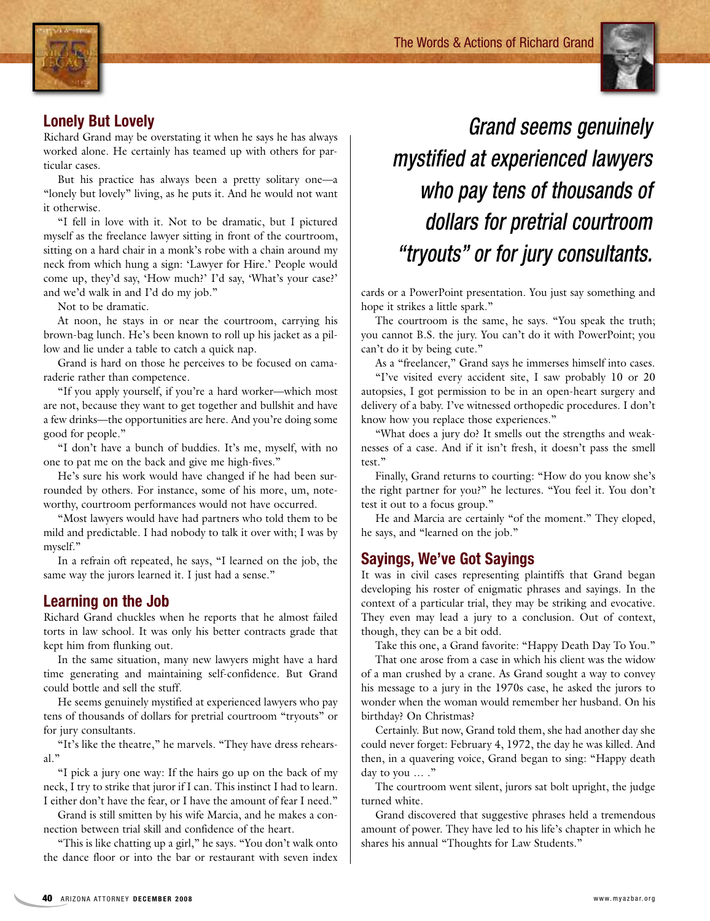## Lonely But Lovely

Richard Grand may be overstating it when he says he has always worked alone. He certainly has teamed up with others for particular cases.

But his practice has always been a pretty solitary one—a "lonely but lovely" living, as he puts it. And he would not want it otherwise.

"I fell in love with it. Not to be dramatic, but I pictured myself as the freelance lawyer sitting in front of the courtroom, sitting on a hard chair in a monk's robe with a chain around my neck from which hung a sign: 'Lawyer for Hire.' People would come up, they'd say, 'How much?' I'd say, 'What's your case?' and we'd walk in and I'd do my job."

Not to be dramatic.

At noon, he stays in or near the courtroom, carrying his brown-bag lunch. He's been known to roll up his jacket as a pillow and lie under a table to catch a quick nap.

Grand is hard on those he perceives to be focused on camaraderie rather than competence.

"If you apply yourself, if you're a hard worker—which most are not, because they want to get together and bullshit and have a few drinks—the opportunities are here. And you're doing some good for people."

"I don't have a bunch of buddies. It's me, myself, with no one to pat me on the back and give me high-fives."

He's sure his work would have changed if he had been surrounded by others. For instance, some of his more, um, noteworthy, courtroom performances would not have occurred.

"Most lawyers would have had partners who told them to be mild and predictable. I had nobody to talk it over with; I was by myself."

In a refrain oft repeated, he says, "I learned on the job, the same way the jurors learned it. I just had a sense."

## Learning on the Job

Richard Grand chuckles when he reports that he almost failed torts in law school. It was only his better contracts grade that kept him from flunking out.

In the same situation, many new lawyers might have a hard time generating and maintaining self-confidence. But Grand could bottle and sell the stuff.

He seems genuinely mystified at experienced lawyers who pay tens of thousands of dollars for pretrial courtroom "tryouts" or for jury consultants.

"It's like the theatre," he marvels. "They have dress rehearsal."

"I pick a jury one way: If the hairs go up on the back of my neck, I try to strike that juror if I can. This instinct I had to learn. I either don't have the fear, or I have the amount of fear I need."

Grand is still smitten by his wife Marcia, and he makes a connection between trial skill and confidence of the heart.

"This is like chatting up a girl," he says. "You don't walk onto the dance floor or into the bar or restaurant with seven index cards or a PowerPoint presentation. You just say something and hope it strikes a little spark."

*Grand seems genuinely mystified at experienced lawyers who pay tens of thousands of dollars for pretrial courtroom "tryouts" or for jury consultants.*

The courtroom is the same, he says. "You speak the truth; you cannot B.S. the jury. You can't do it with PowerPoint; you can't do it by being cute."

As a "freelancer," Grand says he immerses himself into cases.

"I've visited every accident site, I saw probably 10 or 20 autopsies, I got permission to be in an open-heart surgery and delivery of a baby. I've witnessed orthopedic procedures. I don't know how you replace those experiences."

"What does a jury do? It smells out the strengths and weaknesses of a case. And if it isn't fresh, it doesn't pass the smell test."

Finally, Grand returns to courting: "How do you know she's the right partner for you?" he lectures. "You feel it. You don't test it out to a focus group."

He and Marcia are certainly "of the moment." They eloped, he says, and "learned on the job."

## Sayings, We've Got Sayings

It was in civil cases representing plaintiffs that Grand began developing his roster of enigmatic phrases and sayings. In the context of a particular trial, they may be striking and evocative. They even may lead a jury to a conclusion. Out of context, though, they can be a bit odd.

Take this one, a Grand favorite: "Happy Death Day To You."

That one arose from a case in which his client was the widow of a man crushed by a crane. As Grand sought a way to convey his message to a jury in the 1970s case, he asked the jurors to wonder when the woman would remember her husband. On his birthday? On Christmas?

Certainly. But now, Grand told them, she had another day she could never forget: February 4, 1972, the day he was killed. And then, in a quavering voice, Grand began to sing: "Happy death day to you … ."

The courtroom went silent, jurors sat bolt upright, the judge turned white.

Grand discovered that suggestive phrases held a tremendous amount of power. They have led to his life's chapter in which he shares his annual "Thoughts for Law Students."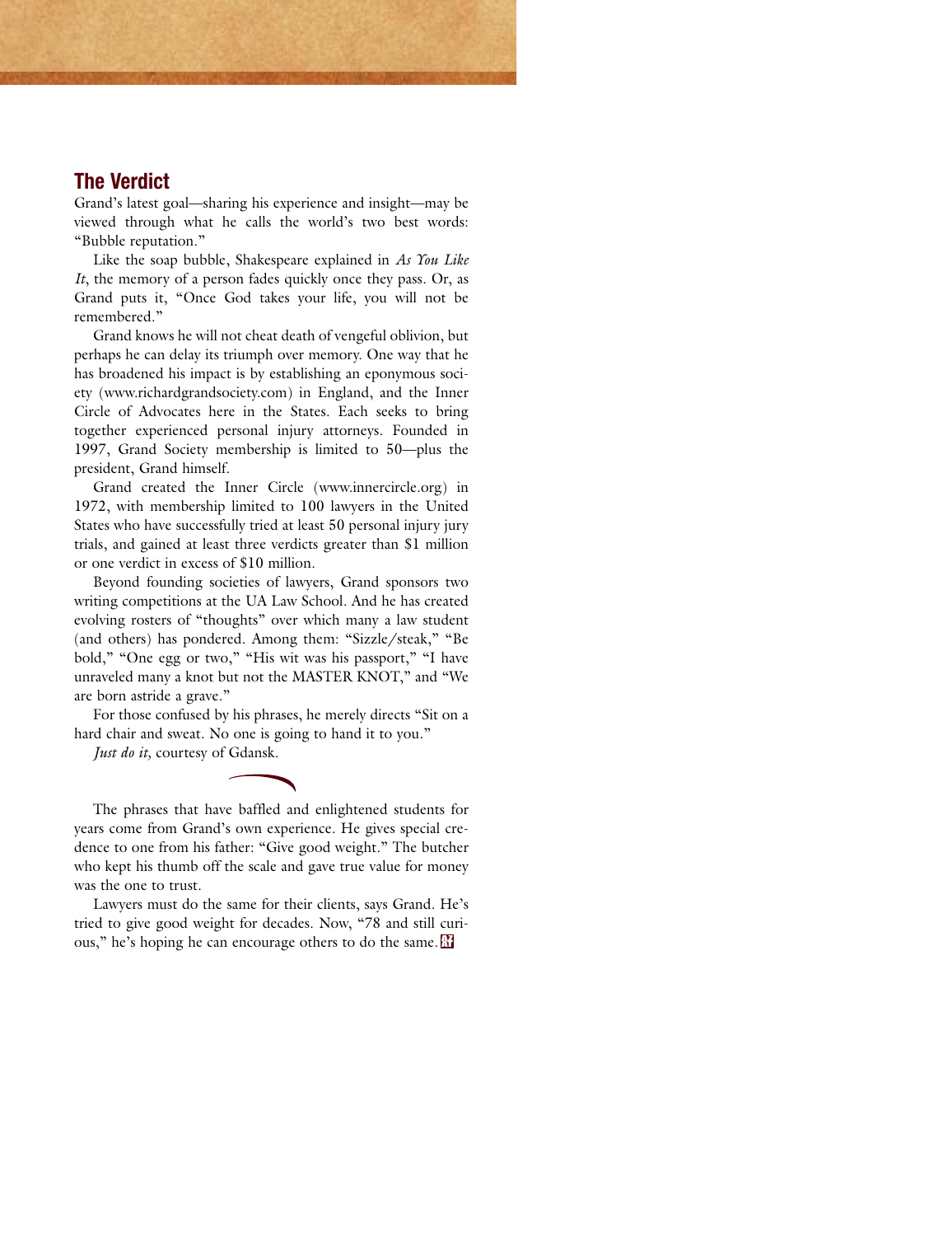## The Verdict

Grand's latest goal—sharing his experience and insight—may be viewed through what he calls the world's two best words: "Bubble reputation."

Like the soap bubble, Shakespeare explained in *As You Like It*, the memory of a person fades quickly once they pass. Or, as Grand puts it, "Once God takes your life, you will not be remembered."

Grand knows he will not cheat death of vengeful oblivion, but perhaps he can delay its triumph over memory. One way that he has broadened his impact is by establishing an eponymous society (www.richardgrandsociety.com) in England, and the Inner Circle of Advocates here in the States. Each seeks to bring together experienced personal injury attorneys. Founded in 1997, Grand Society membership is limited to 50—plus the president, Grand himself.

Grand created the Inner Circle (www.innercircle.org) in 1972, with membership limited to 100 lawyers in the United States who have successfully tried at least 50 personal injury jury trials, and gained at least three verdicts greater than $1 million or one verdict in excess of $10 million.

Beyond founding societies of lawyers, Grand sponsors two writing competitions at the UA Law School. And he has created evolving rosters of "thoughts" over which many a law student (and others) has pondered. Among them: "Sizzle/steak," "Be bold," "One egg or two," "His wit was his passport," "I have unraveled many a knot but not the MASTER KNOT," and "We are born astride a grave."

For those confused by his phrases, he merely directs "Sit on a hard chair and sweat. No one is going to hand it to you."

*Just do it,* courtesy of Gdansk.

The phrases that have baffled and enlightened students for years come from Grand's own experience. He gives special credence to one from his father: "Give good weight." The butcher who kept his thumb off the scale and gave true value for money was the one to trust.

Lawyers must do the same for their clients, says Grand. He's tried to give good weight for decades. Now, "78 and still curious," he's hoping he can encourage others to do the same.